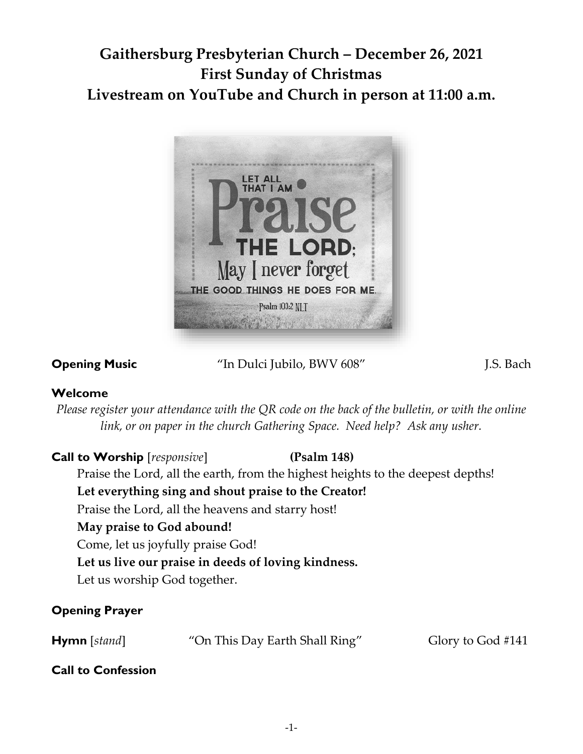# Gaithersburg Presbyterian Church – December 26, 2021
## First Sunday of Christmas
## Livestream on YouTube and Church in person at 11:00 a.m.

LET ALL THAT I AM Praise THE LORD; May I never forget THE GOOD THINGS HE DOES FOR ME. Psalm 103:2 NLT

**Opening Music** "In Dulci Jubilo, BWV 608" J.S. Bach

**Welcome**

*Please register your attendance with the QR code on the back of the bulletin, or with the online link, or on paper in the church Gathering Space. Need help? Ask any usher.*

**Call to Worship** [*responsive*] **(Psalm 148)**

Praise the Lord, all the earth, from the highest heights to the deepest depths!
**Let everything sing and shout praise to the Creator!**
Praise the Lord, all the heavens and starry host!
**May praise to God abound!**
Come, let us joyfully praise God!
**Let us live our praise in deeds of loving kindness.**
Let us worship God together.

**Opening Prayer**

**Hymn** [*stand*] "On This Day Earth Shall Ring" Glory to God #141

**Call to Confession**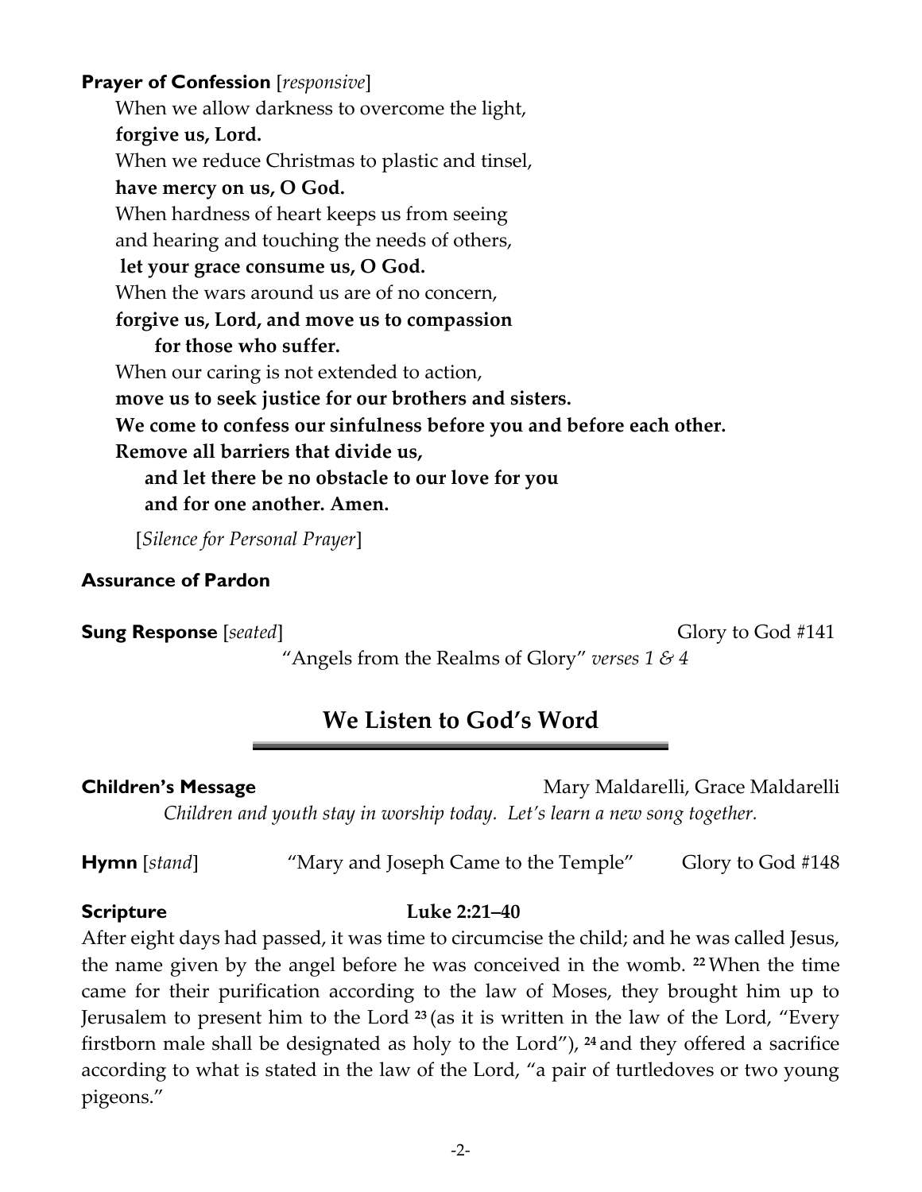**Prayer of Confession** [*responsive*]

When we allow darkness to overcome the light,
**forgive us, Lord.**
When we reduce Christmas to plastic and tinsel,
**have mercy on us, O God.**
When hardness of heart keeps us from seeing
and hearing and touching the needs of others,
**let your grace consume us, O God.**
When the wars around us are of no concern,
**forgive us, Lord, and move us to compassion**
**for those who suffer.**
When our caring is not extended to action,
**move us to seek justice for our brothers and sisters.**
**We come to confess our sinfulness before you and before each other.**
**Remove all barriers that divide us,**
**and let there be no obstacle to our love for you**
**and for one another. Amen.**

[*Silence for Personal Prayer*]

**Assurance of Pardon**

**Sung Response** [*seated*] Glory to God #141
"Angels from the Realms of Glory" *verses 1 & 4*

## We Listen to God's Word

**Children's Message** Mary Maldarelli, Grace Maldarelli
*Children and youth stay in worship today. Let's learn a new song together.*

**Hymn** [*stand*] "Mary and Joseph Came to the Temple" Glory to God #148

**Scripture** **Luke 2:21–40**

After eight days had passed, it was time to circumcise the child; and he was called Jesus, the name given by the angel before he was conceived in the womb. [22] When the time came for their purification according to the law of Moses, they brought him up to Jerusalem to present him to the Lord [23] (as it is written in the law of the Lord, "Every firstborn male shall be designated as holy to the Lord"), [24] and they offered a sacrifice according to what is stated in the law of the Lord, "a pair of turtledoves or two young pigeons."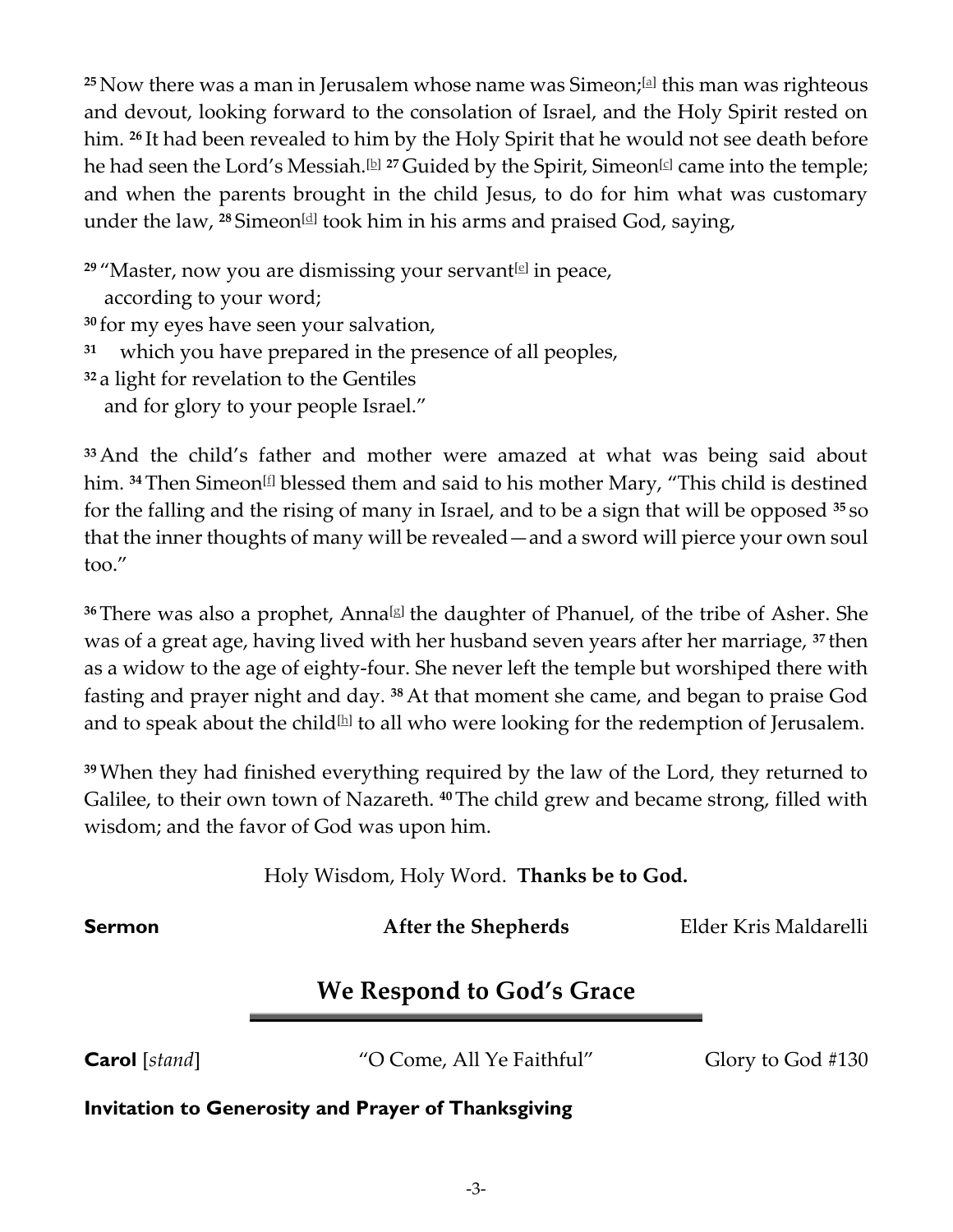[25] Now there was a man in Jerusalem whose name was Simeon;[a] this man was righteous and devout, looking forward to the consolation of Israel, and the Holy Spirit rested on him. [26] It had been revealed to him by the Holy Spirit that he would not see death before he had seen the Lord's Messiah.[b] [27] Guided by the Spirit, Simeon[c] came into the temple; and when the parents brought in the child Jesus, to do for him what was customary under the law, [28] Simeon[d] took him in his arms and praised God, saying,

[29] "Master, now you are dismissing your servant[e] in peace,
according to your word;
[30] for my eyes have seen your salvation,
[31] which you have prepared in the presence of all peoples,
[32] a light for revelation to the Gentiles
and for glory to your people Israel."

[33] And the child's father and mother were amazed at what was being said about him. [34] Then Simeon[f] blessed them and said to his mother Mary, "This child is destined for the falling and the rising of many in Israel, and to be a sign that will be opposed [35] so that the inner thoughts of many will be revealed—and a sword will pierce your own soul too."

[36] There was also a prophet, Anna[g] the daughter of Phanuel, of the tribe of Asher. She was of a great age, having lived with her husband seven years after her marriage, [37] then as a widow to the age of eighty-four. She never left the temple but worshiped there with fasting and prayer night and day. [38] At that moment she came, and began to praise God and to speak about the child[h] to all who were looking for the redemption of Jerusalem.

[39] When they had finished everything required by the law of the Lord, they returned to Galilee, to their own town of Nazareth. [40] The child grew and became strong, filled with wisdom; and the favor of God was upon him.

Holy Wisdom, Holy Word. **Thanks be to God.**

**Sermon** **After the Shepherds** Elder Kris Maldarelli

## We Respond to God's Grace

**Carol** [*stand*] "O Come, All Ye Faithful" Glory to God #130

**Invitation to Generosity and Prayer of Thanksgiving**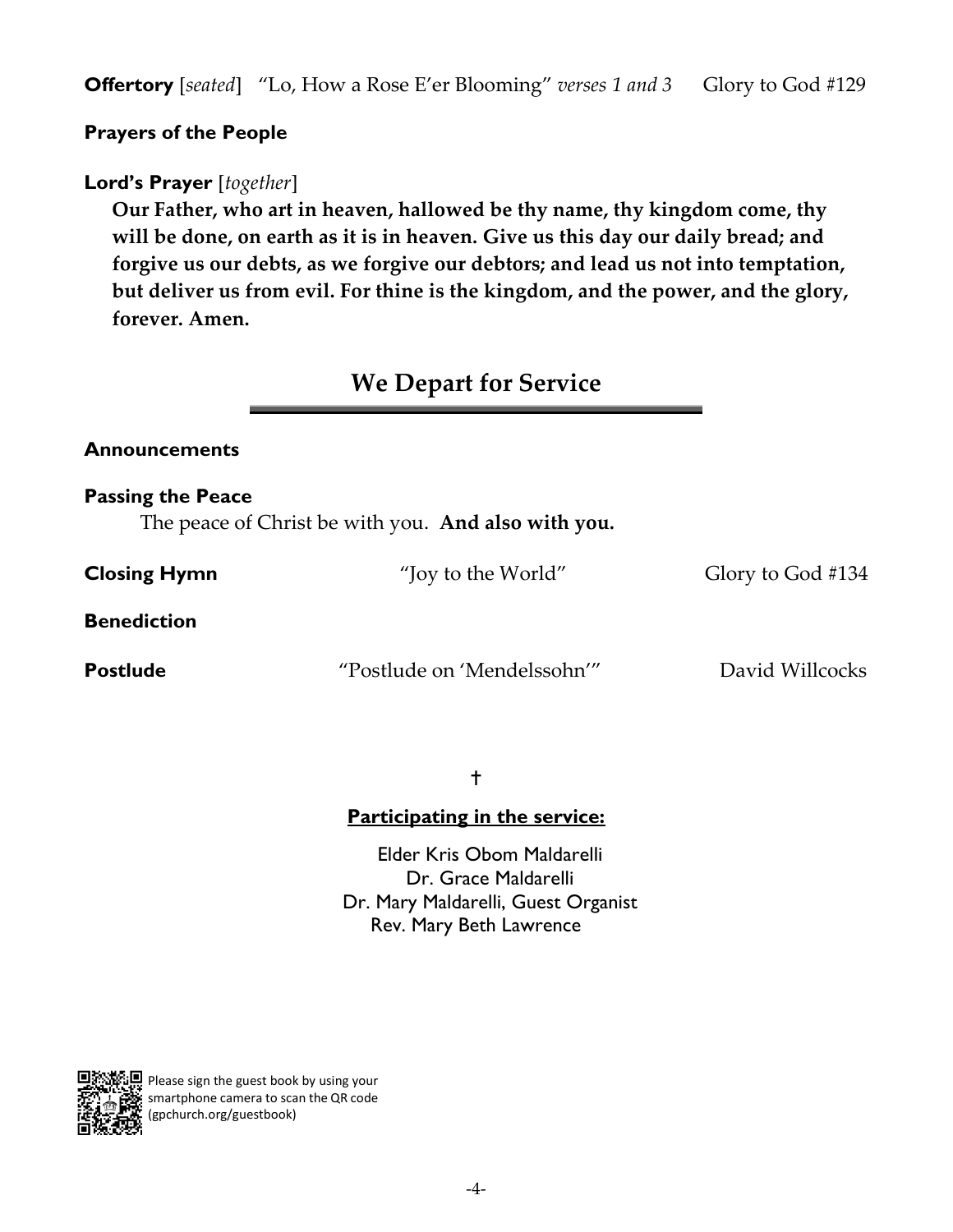**Offertory** [*seated*] "Lo, How a Rose E'er Blooming" *verses 1 and 3* Glory to God #129

**Prayers of the People**

**Lord's Prayer** [*together*]

**Our Father, who art in heaven, hallowed be thy name, thy kingdom come, thy will be done, on earth as it is in heaven. Give us this day our daily bread; and forgive us our debts, as we forgive our debtors; and lead us not into temptation, but deliver us from evil. For thine is the kingdom, and the power, and the glory, forever. Amen.**

## We Depart for Service

**Announcements**

**Passing the Peace**

The peace of Christ be with you. **And also with you.**

**Closing Hymn** "Joy to the World" Glory to God #134

**Benediction**

**Postlude** "Postlude on 'Mendelssohn'" David Willcocks

†

**Participating in the service:**

Elder Kris Obom Maldarelli
Dr. Grace Maldarelli
Dr. Mary Maldarelli, Guest Organist
Rev. Mary Beth Lawrence

Please sign the guest book by using your smartphone camera to scan the QR code (gpchurch.org/guestbook)